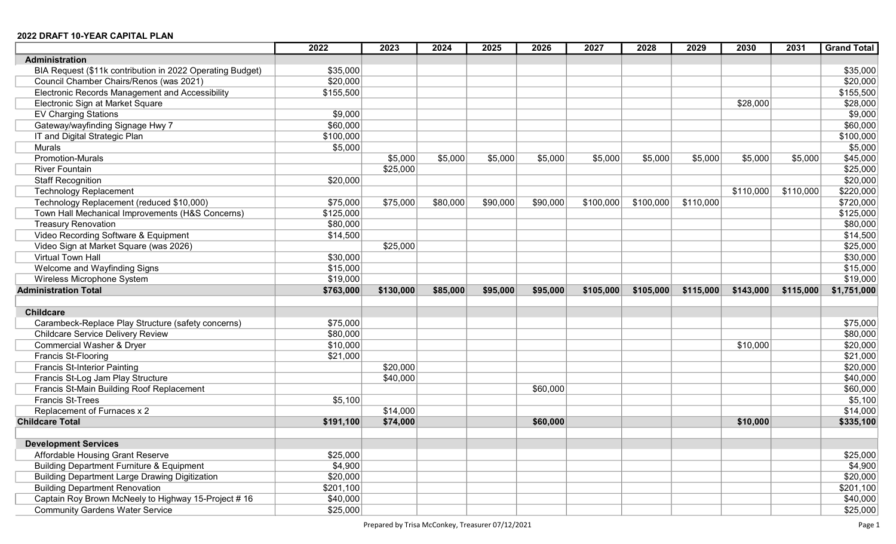**2022 DRAFT 10-YEAR CAPITAL PLAN**

| | 2022 | 2023 | 2024 | 2025 | 2026 | 2027 | 2028 | 2029 | 2030 | 2031 | Grand Total |
|---|---|---|---|---|---|---|---|---|---|---|---|
| **Administration** | | | | | | | | | | | |
| BIA Request ($11k contribution in 2022 Operating Budget) | $35,000 | | | | | | | | | | $35,000 |
| Council Chamber Chairs/Renos (was 2021) | $20,000 | | | | | | | | | | $20,000 |
| Electronic Records Management and Accessibility | $155,500 | | | | | | | | | | $155,500 |
| Electronic Sign at Market Square | | | | | | | | | $28,000 | | $28,000 |
| EV Charging Stations | $9,000 | | | | | | | | | | $9,000 |
| Gateway/wayfinding Signage Hwy 7 | $60,000 | | | | | | | | | | $60,000 |
| IT and Digital Strategic Plan | $100,000 | | | | | | | | | | $100,000 |
| Murals | $5,000 | | | | | | | | | | $5,000 |
| Promotion-Murals | | $5,000 | $5,000 | $5,000 | $5,000 | $5,000 | $5,000 | $5,000 | $5,000 | $5,000 | $45,000 |
| River Fountain | | $25,000 | | | | | | | | | $25,000 |
| Staff Recognition | $20,000 | | | | | | | | | | $20,000 |
| Technology Replacement | | | | | | | | | $110,000 | $110,000 | $220,000 |
| Technology Replacement (reduced $10,000) | $75,000 | $75,000 | $80,000 | $90,000 | $90,000 | $100,000 | $100,000 | $110,000 | | | $720,000 |
| Town Hall Mechanical Improvements (H&S Concerns) | $125,000 | | | | | | | | | | $125,000 |
| Treasury Renovation | $80,000 | | | | | | | | | | $80,000 |
| Video Recording Software & Equipment | $14,500 | | | | | | | | | | $14,500 |
| Video Sign at Market Square (was 2026) | | $25,000 | | | | | | | | | $25,000 |
| Virtual Town Hall | $30,000 | | | | | | | | | | $30,000 |
| Welcome and Wayfinding Signs | $15,000 | | | | | | | | | | $15,000 |
| Wireless Microphone System | $19,000 | | | | | | | | | | $19,000 |
| **Administration Total** | **$763,000** | **$130,000** | **$85,000** | **$95,000** | **$95,000** | **$105,000** | **$105,000** | **$115,000** | **$143,000** | **$115,000** | **$1,751,000** |
| | | | | | | | | | | | |
| **Childcare** | | | | | | | | | | | |
| Carambeck-Replace Play Structure (safety concerns) | $75,000 | | | | | | | | | | $75,000 |
| Childcare Service Delivery Review | $80,000 | | | | | | | | | | $80,000 |
| Commercial Washer & Dryer | $10,000 | | | | | | | | $10,000 | | $20,000 |
| Francis St-Flooring | $21,000 | | | | | | | | | | $21,000 |
| Francis St-Interior Painting | | $20,000 | | | | | | | | | $20,000 |
| Francis St-Log Jam Play Structure | | $40,000 | | | | | | | | | $40,000 |
| Francis St-Main Building Roof Replacement | | | | | $60,000 | | | | | | $60,000 |
| Francis St-Trees | $5,100 | | | | | | | | | | $5,100 |
| Replacement of Furnaces x 2 | | $14,000 | | | | | | | | | $14,000 |
| **Childcare Total** | **$191,100** | **$74,000** | | | **$60,000** | | | | **$10,000** | | **$335,100** |
| | | | | | | | | | | | |
| **Development Services** | | | | | | | | | | | |
| Affordable Housing Grant Reserve | $25,000 | | | | | | | | | | $25,000 |
| Building Department Furniture & Equipment | $4,900 | | | | | | | | | | $4,900 |
| Building Department Large Drawing Digitization | $20,000 | | | | | | | | | | $20,000 |
| Building Department Renovation | $201,100 | | | | | | | | | | $201,100 |
| Captain Roy Brown McNeely to Highway 15-Project # 16 | $40,000 | | | | | | | | | | $40,000 |
| Community Gardens Water Service | $25,000 | | | | | | | | | | $25,000 |

Prepared by Trisa McConkey, Treasurer 07/12/2021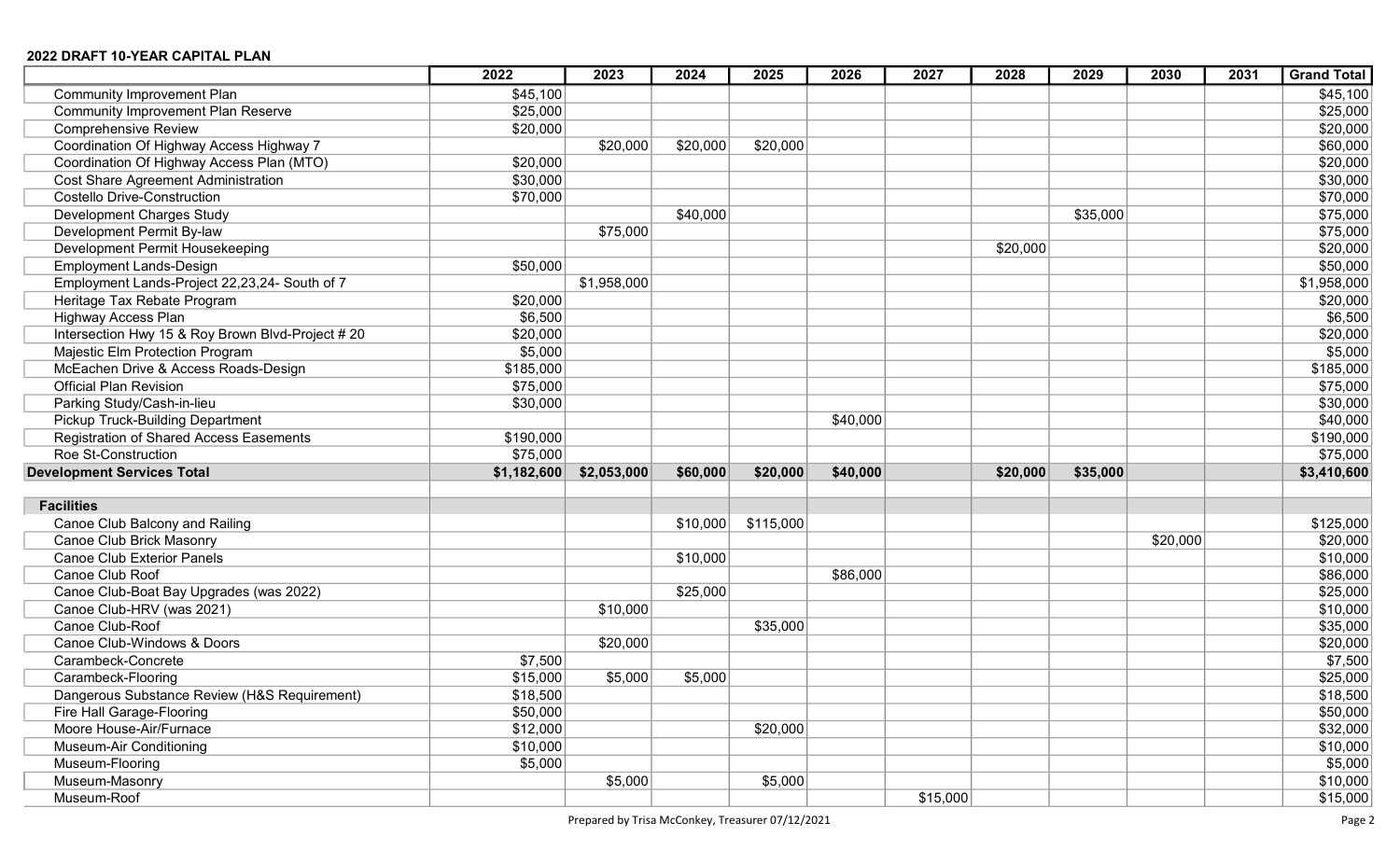**2022 DRAFT 10-YEAR CAPITAL PLAN**

| | 2022 | 2023 | 2024 | 2025 | 2026 | 2027 | 2028 | 2029 | 2030 | 2031 | Grand Total |
|---|---|---|---|---|---|---|---|---|---|---|---|
| Community Improvement Plan | $45,100 | | | | | | | | | | $45,100 |
| Community Improvement Plan Reserve | $25,000 | | | | | | | | | | $25,000 |
| Comprehensive Review | $20,000 | | | | | | | | | | $20,000 |
| Coordination Of Highway Access Highway 7 | | $20,000 | $20,000 | $20,000 | | | | | | | $60,000 |
| Coordination Of Highway Access Plan (MTO) | $20,000 | | | | | | | | | | $20,000 |
| Cost Share Agreement Administration | $30,000 | | | | | | | | | | $30,000 |
| Costello Drive-Construction | $70,000 | | | | | | | | | | $70,000 |
| Development Charges Study | | | $40,000 | | | | | $35,000 | | | $75,000 |
| Development Permit By-law | | $75,000 | | | | | | | | | $75,000 |
| Development Permit Housekeeping | | | | | | | $20,000 | | | | $20,000 |
| Employment Lands-Design | $50,000 | | | | | | | | | | $50,000 |
| Employment Lands-Project 22,23,24- South of 7 | | $1,958,000 | | | | | | | | | $1,958,000 |
| Heritage Tax Rebate Program | $20,000 | | | | | | | | | | $20,000 |
| Highway Access Plan | $6,500 | | | | | | | | | | $6,500 |
| Intersection Hwy 15 & Roy Brown Blvd-Project # 20 | $20,000 | | | | | | | | | | $20,000 |
| Majestic Elm Protection Program | $5,000 | | | | | | | | | | $5,000 |
| McEachen Drive & Access Roads-Design | $185,000 | | | | | | | | | | $185,000 |
| Official Plan Revision | $75,000 | | | | | | | | | | $75,000 |
| Parking Study/Cash-in-lieu | $30,000 | | | | | | | | | | $30,000 |
| Pickup Truck-Building Department | | | | | $40,000 | | | | | | $40,000 |
| Registration of Shared Access Easements | $190,000 | | | | | | | | | | $190,000 |
| Roe St-Construction | $75,000 | | | | | | | | | | $75,000 |
| **Development Services Total** | **$1,182,600** | **$2,053,000** | **$60,000** | **$20,000** | **$40,000** | | **$20,000** | **$35,000** | | | **$3,410,600** |
| | | | | | | | | | | | |
| **Facilities** | | | | | | | | | | | |
| Canoe Club Balcony and Railing | | | $10,000 | $115,000 | | | | | | | $125,000 |
| Canoe Club Brick Masonry | | | | | | | | | $20,000 | | $20,000 |
| Canoe Club Exterior Panels | | | $10,000 | | | | | | | | $10,000 |
| Canoe Club Roof | | | | | $86,000 | | | | | | $86,000 |
| Canoe Club-Boat Bay Upgrades (was 2022) | | | $25,000 | | | | | | | | $25,000 |
| Canoe Club-HRV (was 2021) | | $10,000 | | | | | | | | | $10,000 |
| Canoe Club-Roof | | | | $35,000 | | | | | | | $35,000 |
| Canoe Club-Windows & Doors | | $20,000 | | | | | | | | | $20,000 |
| Carambeck-Concrete | $7,500 | | | | | | | | | | $7,500 |
| Carambeck-Flooring | $15,000 | $5,000 | $5,000 | | | | | | | | $25,000 |
| Dangerous Substance Review (H&S Requirement) | $18,500 | | | | | | | | | | $18,500 |
| Fire Hall Garage-Flooring | $50,000 | | | | | | | | | | $50,000 |
| Moore House-Air/Furnace | $12,000 | | | $20,000 | | | | | | | $32,000 |
| Museum-Air Conditioning | $10,000 | | | | | | | | | | $10,000 |
| Museum-Flooring | $5,000 | | | | | | | | | | $5,000 |
| Museum-Masonry | | $5,000 | | $5,000 | | | | | | | $10,000 |
| Museum-Roof | | | | | | $15,000 | | | | | $15,000 |

Prepared by Trisa McConkey, Treasurer 07/12/2021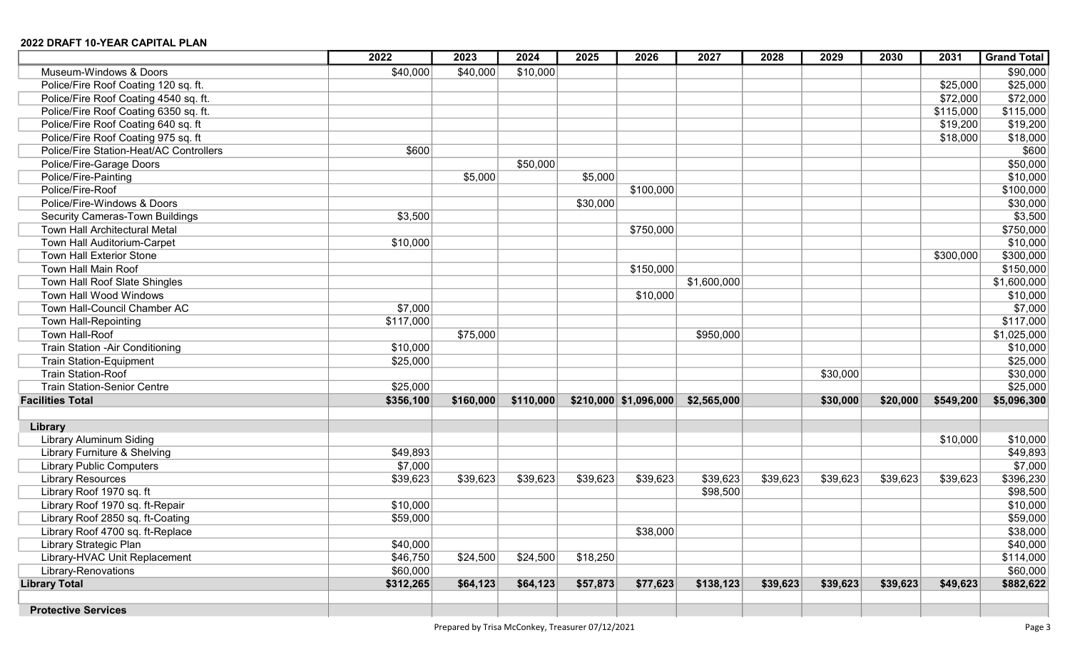**2022 DRAFT 10-YEAR CAPITAL PLAN**

| | 2022 | 2023 | 2024 | 2025 | 2026 | 2027 | 2028 | 2029 | 2030 | 2031 | Grand Total |
|---|---|---|---|---|---|---|---|---|---|---|---|
| Museum-Windows & Doors | $40,000 | $40,000 | $10,000 | | | | | | | | $90,000 |
| Police/Fire Roof Coating 120 sq. ft. | | | | | | | | | | $25,000 | $25,000 |
| Police/Fire Roof Coating 4540 sq. ft. | | | | | | | | | | $72,000 | $72,000 |
| Police/Fire Roof Coating 6350 sq. ft. | | | | | | | | | | $115,000 | $115,000 |
| Police/Fire Roof Coating 640 sq. ft | | | | | | | | | | $19,200 | $19,200 |
| Police/Fire Roof Coating 975 sq. ft | | | | | | | | | | $18,000 | $18,000 |
| Police/Fire Station-Heat/AC Controllers | $600 | | | | | | | | | | $600 |
| Police/Fire-Garage Doors | | | $50,000 | | | | | | | | $50,000 |
| Police/Fire-Painting | | $5,000 | | $5,000 | | | | | | | $10,000 |
| Police/Fire-Roof | | | | | $100,000 | | | | | | $100,000 |
| Police/Fire-Windows & Doors | | | | $30,000 | | | | | | | $30,000 |
| Security Cameras-Town Buildings | $3,500 | | | | | | | | | | $3,500 |
| Town Hall Architectural Metal | | | | | $750,000 | | | | | | $750,000 |
| Town Hall Auditorium-Carpet | $10,000 | | | | | | | | | | $10,000 |
| Town Hall Exterior Stone | | | | | | | | | | $300,000 | $300,000 |
| Town Hall Main Roof | | | | | $150,000 | | | | | | $150,000 |
| Town Hall Roof Slate Shingles | | | | | | $1,600,000 | | | | | $1,600,000 |
| Town Hall Wood Windows | | | | | $10,000 | | | | | | $10,000 |
| Town Hall-Council Chamber AC | $7,000 | | | | | | | | | | $7,000 |
| Town Hall-Repointing | $117,000 | | | | | | | | | | $117,000 |
| Town Hall-Roof | | $75,000 | | | | $950,000 | | | | | $1,025,000 |
| Train Station -Air Conditioning | $10,000 | | | | | | | | | | $10,000 |
| Train Station-Equipment | $25,000 | | | | | | | | | | $25,000 |
| Train Station-Roof | | | | | | | | $30,000 | | | $30,000 |
| Train Station-Senior Centre | $25,000 | | | | | | | | | | $25,000 |
| **Facilities Total** | **$356,100** | **$160,000** | **$110,000** | **$210,000** | **$1,096,000** | **$2,565,000** | | **$30,000** | **$20,000** | **$549,200** | **$5,096,300** |
| | | | | | | | | | | | |
| **Library** | | | | | | | | | | | |
| Library Aluminum Siding | | | | | | | | | | $10,000 | $10,000 |
| Library Furniture & Shelving | $49,893 | | | | | | | | | | $49,893 |
| Library Public Computers | $7,000 | | | | | | | | | | $7,000 |
| Library Resources | $39,623 | $39,623 | $39,623 | $39,623 | $39,623 | $39,623 | $39,623 | $39,623 | $39,623 | $39,623 | $396,230 |
| Library Roof 1970 sq. ft | | | | | | $98,500 | | | | | $98,500 |
| Library Roof 1970 sq. ft-Repair | $10,000 | | | | | | | | | | $10,000 |
| Library Roof 2850 sq. ft-Coating | $59,000 | | | | | | | | | | $59,000 |
| Library Roof 4700 sq. ft-Replace | | | | | $38,000 | | | | | | $38,000 |
| Library Strategic Plan | $40,000 | | | | | | | | | | $40,000 |
| Library-HVAC Unit Replacement | $46,750 | $24,500 | $24,500 | $18,250 | | | | | | | $114,000 |
| Library-Renovations | $60,000 | | | | | | | | | | $60,000 |
| **Library Total** | **$312,265** | **$64,123** | **$64,123** | **$57,873** | **$77,623** | **$138,123** | **$39,623** | **$39,623** | **$39,623** | **$49,623** | **$882,622** |
| | | | | | | | | | | | |
| **Protective Services** | | | | | | | | | | | |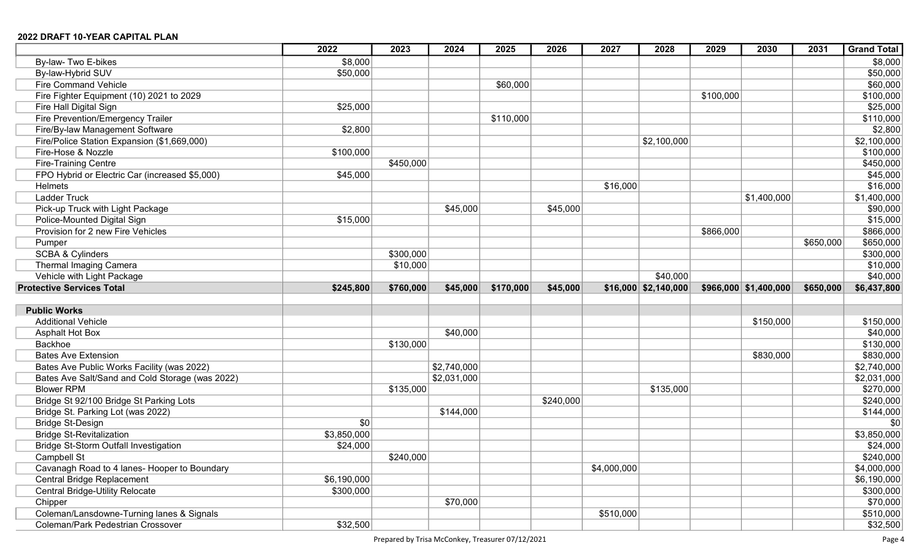**2022 DRAFT 10-YEAR CAPITAL PLAN**

| | 2022 | 2023 | 2024 | 2025 | 2026 | 2027 | 2028 | 2029 | 2030 | 2031 | Grand Total |
|---|---|---|---|---|---|---|---|---|---|---|---|
| By-law- Two E-bikes | $8,000 | | | | | | | | | | $8,000 |
| By-law-Hybrid SUV | $50,000 | | | | | | | | | | $50,000 |
| Fire Command Vehicle | | | | $60,000 | | | | | | | $60,000 |
| Fire Fighter Equipment (10) 2021 to 2029 | | | | | | | | $100,000 | | | $100,000 |
| Fire Hall Digital Sign | $25,000 | | | | | | | | | | $25,000 |
| Fire Prevention/Emergency Trailer | | | | $110,000 | | | | | | | $110,000 |
| Fire/By-law Management Software | $2,800 | | | | | | | | | | $2,800 |
| Fire/Police Station Expansion ($1,669,000) | | | | | | | $2,100,000 | | | | $2,100,000 |
| Fire-Hose & Nozzle | $100,000 | | | | | | | | | | $100,000 |
| Fire-Training Centre | | $450,000 | | | | | | | | | $450,000 |
| FPO Hybrid or Electric Car (increased $5,000) | $45,000 | | | | | | | | | | $45,000 |
| Helmets | | | | | | $16,000 | | | | | $16,000 |
| Ladder Truck | | | | | | | | | $1,400,000 | | $1,400,000 |
| Pick-up Truck with Light Package | | | $45,000 | | $45,000 | | | | | | $90,000 |
| Police-Mounted Digital Sign | $15,000 | | | | | | | | | | $15,000 |
| Provision for 2 new Fire Vehicles | | | | | | | | $866,000 | | | $866,000 |
| Pumper | | | | | | | | | | $650,000 | $650,000 |
| SCBA & Cylinders | | $300,000 | | | | | | | | | $300,000 |
| Thermal Imaging Camera | | $10,000 | | | | | | | | | $10,000 |
| Vehicle with Light Package | | | | | | | $40,000 | | | | $40,000 |
| **Protective Services Total** | **$245,800** | **$760,000** | **$45,000** | **$170,000** | **$45,000** | **$16,000** | **$2,140,000** | **$966,000** | **$1,400,000** | **$650,000** | **$6,437,800** |
| | | | | | | | | | | | |
| **Public Works** | | | | | | | | | | | |
| Additional Vehicle | | | | | | | | | $150,000 | | $150,000 |
| Asphalt Hot Box | | | $40,000 | | | | | | | | $40,000 |
| Backhoe | | $130,000 | | | | | | | | | $130,000 |
| Bates Ave Extension | | | | | | | | | $830,000 | | $830,000 |
| Bates Ave Public Works Facility (was 2022) | | | $2,740,000 | | | | | | | | $2,740,000 |
| Bates Ave Salt/Sand and Cold Storage (was 2022) | | | $2,031,000 | | | | | | | | $2,031,000 |
| Blower RPM | | $135,000 | | | | | $135,000 | | | | $270,000 |
| Bridge St 92/100 Bridge St Parking Lots | | | | | $240,000 | | | | | | $240,000 |
| Bridge St. Parking Lot (was 2022) | | | $144,000 | | | | | | | | $144,000 |
| Bridge St-Design | $0 | | | | | | | | | | $0 |
| Bridge St-Revitalization | $3,850,000 | | | | | | | | | | $3,850,000 |
| Bridge St-Storm Outfall Investigation | $24,000 | | | | | | | | | | $24,000 |
| Campbell St | | $240,000 | | | | | | | | | $240,000 |
| Cavanagh Road to 4 lanes- Hooper to Boundary | | | | | | $4,000,000 | | | | | $4,000,000 |
| Central Bridge Replacement | $6,190,000 | | | | | | | | | | $6,190,000 |
| Central Bridge-Utility Relocate | $300,000 | | | | | | | | | | $300,000 |
| Chipper | | | $70,000 | | | | | | | | $70,000 |
| Coleman/Lansdowne-Turning lanes & Signals | | | | | | $510,000 | | | | | $510,000 |
| Coleman/Park Pedestrian Crossover | $32,500 | | | | | | | | | | $32,500 |

Prepared by Trisa McConkey, Treasurer 07/12/2021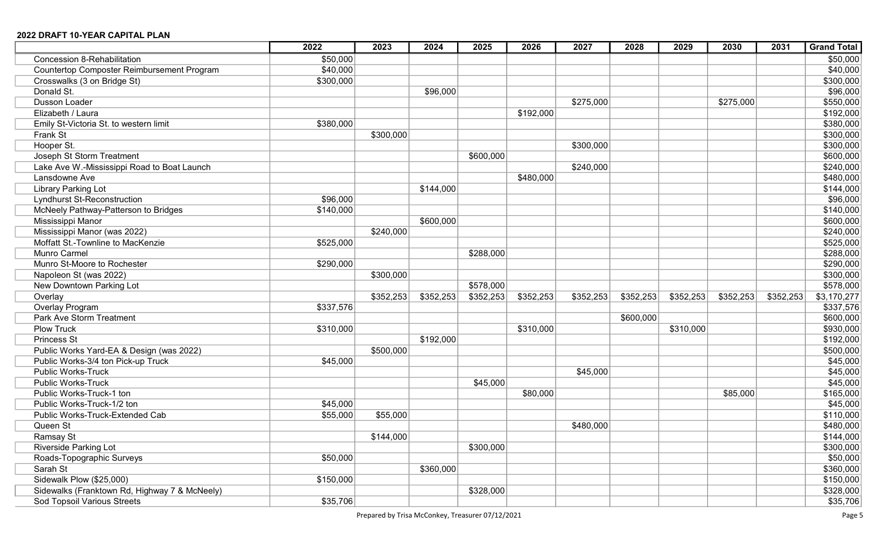**2022 DRAFT 10-YEAR CAPITAL PLAN**

| | 2022 | 2023 | 2024 | 2025 | 2026 | 2027 | 2028 | 2029 | 2030 | 2031 | Grand Total |
|---|---|---|---|---|---|---|---|---|---|---|---|
| Concession 8-Rehabilitation | $50,000 | | | | | | | | | | $50,000 |
| Countertop Composter Reimbursement Program | $40,000 | | | | | | | | | | $40,000 |
| Crosswalks (3 on Bridge St) | $300,000 | | | | | | | | | | $300,000 |
| Donald St. | | | $96,000 | | | | | | | | $96,000 |
| Dusson Loader | | | | | | $275,000 | | | $275,000 | | $550,000 |
| Elizabeth / Laura | | | | | $192,000 | | | | | | $192,000 |
| Emily St-Victoria St. to western limit | $380,000 | | | | | | | | | | $380,000 |
| Frank St | | $300,000 | | | | | | | | | $300,000 |
| Hooper St. | | | | | | $300,000 | | | | | $300,000 |
| Joseph St Storm Treatment | | | | $600,000 | | | | | | | $600,000 |
| Lake Ave W.-Mississippi Road to Boat Launch | | | | | | $240,000 | | | | | $240,000 |
| Lansdowne Ave | | | | | $480,000 | | | | | | $480,000 |
| Library Parking Lot | | | $144,000 | | | | | | | | $144,000 |
| Lyndhurst St-Reconstruction | $96,000 | | | | | | | | | | $96,000 |
| McNeely Pathway-Patterson to Bridges | $140,000 | | | | | | | | | | $140,000 |
| Mississippi Manor | | | $600,000 | | | | | | | | $600,000 |
| Mississippi Manor (was 2022) | | $240,000 | | | | | | | | | $240,000 |
| Moffatt St.-Townline to MacKenzie | $525,000 | | | | | | | | | | $525,000 |
| Munro Carmel | | | | $288,000 | | | | | | | $288,000 |
| Munro St-Moore to Rochester | $290,000 | | | | | | | | | | $290,000 |
| Napoleon St (was 2022) | | $300,000 | | | | | | | | | $300,000 |
| New Downtown Parking Lot | | | | $578,000 | | | | | | | $578,000 |
| Overlay | | $352,253 | $352,253 | $352,253 | $352,253 | $352,253 | $352,253 | $352,253 | $352,253 | $352,253 | $3,170,277 |
| Overlay Program | $337,576 | | | | | | | | | | $337,576 |
| Park Ave Storm Treatment | | | | | | | $600,000 | | | | $600,000 |
| Plow Truck | $310,000 | | | | $310,000 | | | $310,000 | | | $930,000 |
| Princess St | | | $192,000 | | | | | | | | $192,000 |
| Public Works Yard-EA & Design (was 2022) | | $500,000 | | | | | | | | | $500,000 |
| Public Works-3/4 ton Pick-up Truck | $45,000 | | | | | | | | | | $45,000 |
| Public Works-Truck | | | | | | $45,000 | | | | | $45,000 |
| Public Works-Truck | | | | $45,000 | | | | | | | $45,000 |
| Public Works-Truck-1 ton | | | | | $80,000 | | | | $85,000 | | $165,000 |
| Public Works-Truck-1/2 ton | $45,000 | | | | | | | | | | $45,000 |
| Public Works-Truck-Extended Cab | $55,000 | $55,000 | | | | | | | | | $110,000 |
| Queen St | | | | | | $480,000 | | | | | $480,000 |
| Ramsay St | | $144,000 | | | | | | | | | $144,000 |
| Riverside Parking Lot | | | | $300,000 | | | | | | | $300,000 |
| Roads-Topographic Surveys | $50,000 | | | | | | | | | | $50,000 |
| Sarah St | | | $360,000 | | | | | | | | $360,000 |
| Sidewalk Plow ($25,000) | $150,000 | | | | | | | | | | $150,000 |
| Sidewalks (Franktown Rd, Highway 7 & McNeely) | | | | $328,000 | | | | | | | $328,000 |
| Sod Topsoil Various Streets | $35,706 | | | | | | | | | | $35,706 |

Prepared by Trisa McConkey, Treasurer 07/12/2021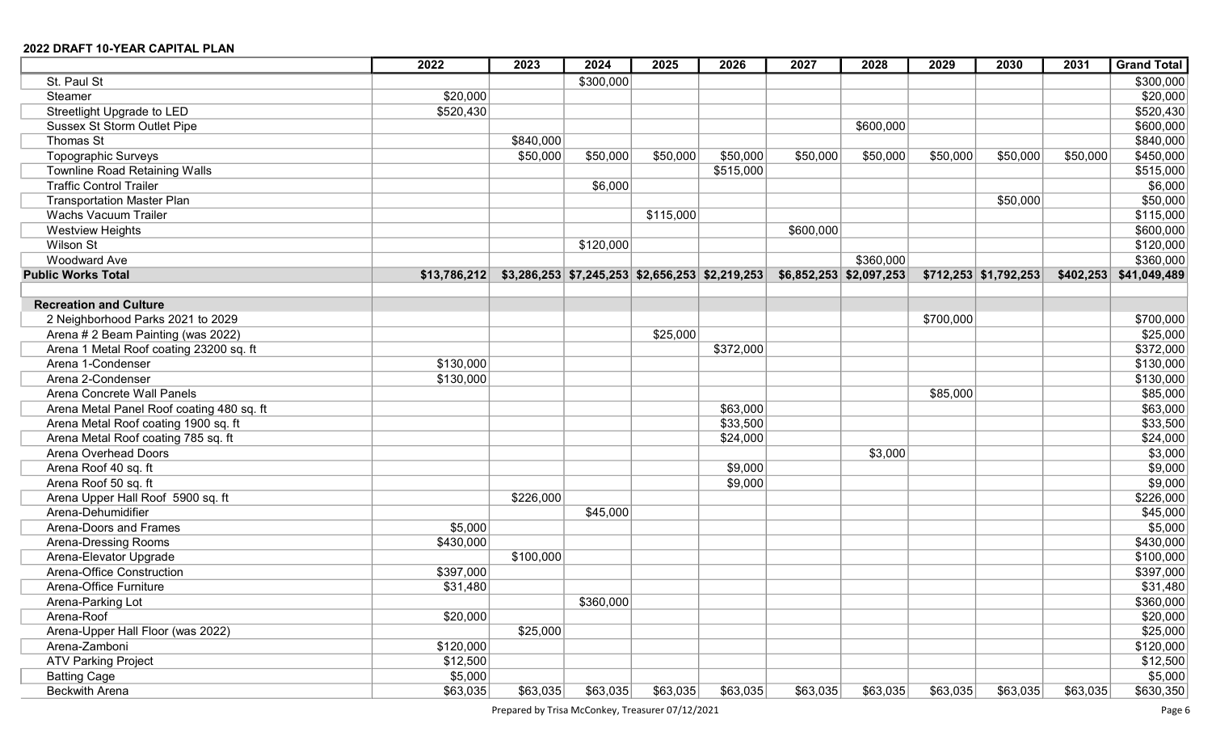**2022 DRAFT 10-YEAR CAPITAL PLAN**

| | 2022 | 2023 | 2024 | 2025 | 2026 | 2027 | 2028 | 2029 | 2030 | 2031 | Grand Total |
|---|---|---|---|---|---|---|---|---|---|---|---|
| St. Paul St | | | $300,000 | | | | | | | | $300,000 |
| Steamer | $20,000 | | | | | | | | | | $20,000 |
| Streetlight Upgrade to LED | $520,430 | | | | | | | | | | $520,430 |
| Sussex St Storm Outlet Pipe | | | | | | | $600,000 | | | | $600,000 |
| Thomas St | | $840,000 | | | | | | | | | $840,000 |
| Topographic Surveys | | $50,000 | $50,000 | $50,000 | $50,000 | $50,000 | $50,000 | $50,000 | $50,000 | $50,000 | $450,000 |
| Townline Road Retaining Walls | | | | | $515,000 | | | | | | $515,000 |
| Traffic Control Trailer | | | $6,000 | | | | | | | | $6,000 |
| Transportation Master Plan | | | | | | | | | $50,000 | | $50,000 |
| Wachs Vacuum Trailer | | | | $115,000 | | | | | | | $115,000 |
| Westview Heights | | | | | | $600,000 | | | | | $600,000 |
| Wilson St | | | $120,000 | | | | | | | | $120,000 |
| Woodward Ave | | | | | | | $360,000 | | | | $360,000 |
| **Public Works Total** | **$13,786,212** | **$3,286,253** | **$7,245,253** | **$2,656,253** | **$2,219,253** | **$6,852,253** | **$2,097,253** | **$712,253** | **$1,792,253** | **$402,253** | **$41,049,489** |
| | | | | | | | | | | | |
| **Recreation and Culture** | | | | | | | | | | | |
| 2 Neighborhood Parks 2021 to 2029 | | | | | | | | $700,000 | | | $700,000 |
| Arena # 2 Beam Painting (was 2022) | | | | $25,000 | | | | | | | $25,000 |
| Arena 1 Metal Roof coating 23200 sq. ft | | | | | $372,000 | | | | | | $372,000 |
| Arena 1-Condenser | $130,000 | | | | | | | | | | $130,000 |
| Arena 2-Condenser | $130,000 | | | | | | | | | | $130,000 |
| Arena Concrete Wall Panels | | | | | | | | $85,000 | | | $85,000 |
| Arena Metal Panel Roof coating 480 sq. ft | | | | | $63,000 | | | | | | $63,000 |
| Arena Metal Roof coating 1900 sq. ft | | | | | $33,500 | | | | | | $33,500 |
| Arena Metal Roof coating 785 sq. ft | | | | | $24,000 | | | | | | $24,000 |
| Arena Overhead Doors | | | | | | | $3,000 | | | | $3,000 |
| Arena Roof 40 sq. ft | | | | | $9,000 | | | | | | $9,000 |
| Arena Roof 50 sq. ft | | | | | $9,000 | | | | | | $9,000 |
| Arena Upper Hall Roof 5900 sq. ft | | $226,000 | | | | | | | | | $226,000 |
| Arena-Dehumidifier | | | $45,000 | | | | | | | | $45,000 |
| Arena-Doors and Frames | $5,000 | | | | | | | | | | $5,000 |
| Arena-Dressing Rooms | $430,000 | | | | | | | | | | $430,000 |
| Arena-Elevator Upgrade | | $100,000 | | | | | | | | | $100,000 |
| Arena-Office Construction | $397,000 | | | | | | | | | | $397,000 |
| Arena-Office Furniture | $31,480 | | | | | | | | | | $31,480 |
| Arena-Parking Lot | | | $360,000 | | | | | | | | $360,000 |
| Arena-Roof | $20,000 | | | | | | | | | | $20,000 |
| Arena-Upper Hall Floor (was 2022) | | $25,000 | | | | | | | | | $25,000 |
| Arena-Zamboni | $120,000 | | | | | | | | | | $120,000 |
| ATV Parking Project | $12,500 | | | | | | | | | | $12,500 |
| Batting Cage | $5,000 | | | | | | | | | | $5,000 |
| Beckwith Arena | $63,035 | $63,035 | $63,035 | $63,035 | $63,035 | $63,035 | $63,035 | $63,035 | $63,035 | $63,035 | $630,350 |

Prepared by Trisa McConkey, Treasurer 07/12/2021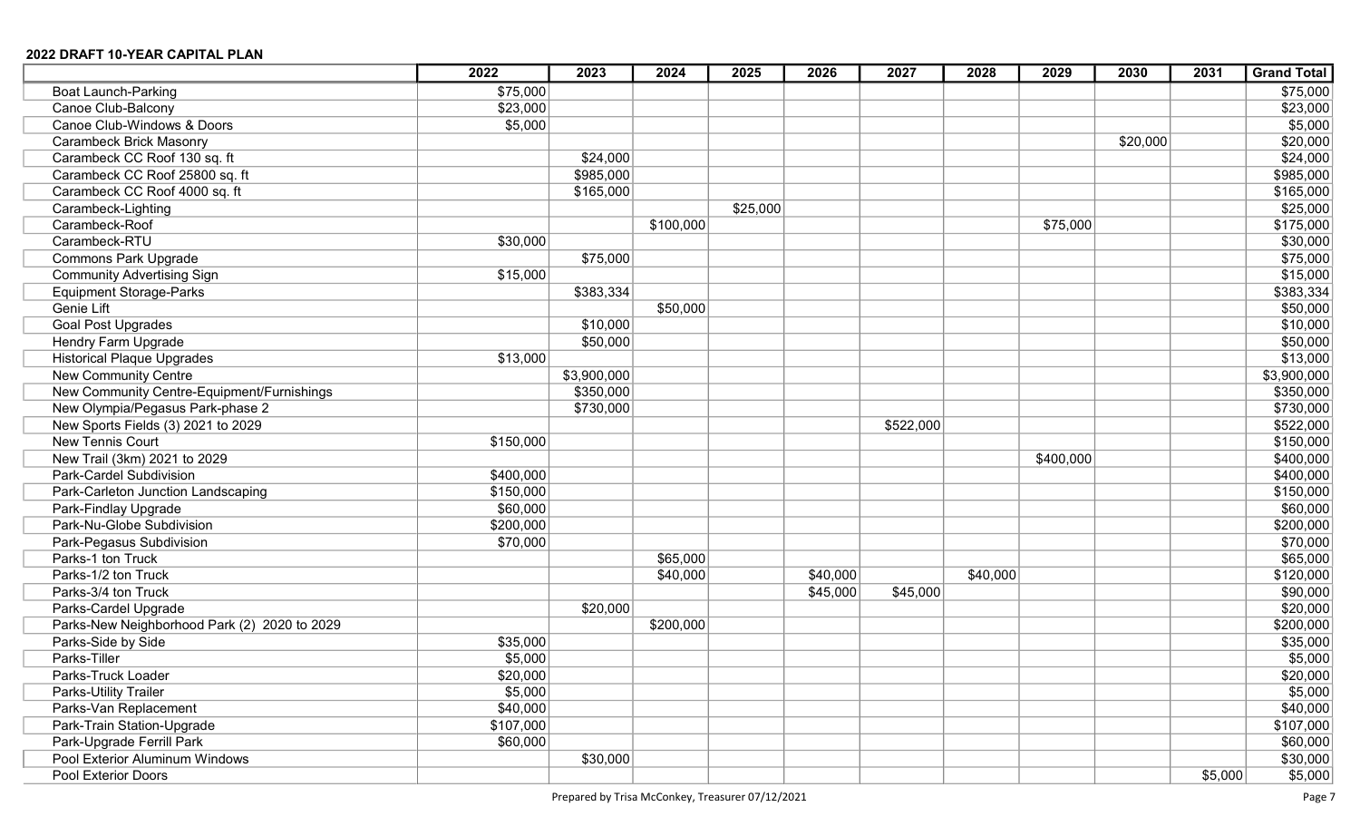**2022 DRAFT 10-YEAR CAPITAL PLAN**

| | 2022 | 2023 | 2024 | 2025 | 2026 | 2027 | 2028 | 2029 | 2030 | 2031 | Grand Total |
|---|---|---|---|---|---|---|---|---|---|---|---|
| Boat Launch-Parking | $75,000 | | | | | | | | | | $75,000 |
| Canoe Club-Balcony | $23,000 | | | | | | | | | | $23,000 |
| Canoe Club-Windows & Doors | $5,000 | | | | | | | | | | $5,000 |
| Carambeck Brick Masonry | | | | | | | | | $20,000 | | $20,000 |
| Carambeck CC Roof 130 sq. ft | | $24,000 | | | | | | | | | $24,000 |
| Carambeck CC Roof 25800 sq. ft | | $985,000 | | | | | | | | | $985,000 |
| Carambeck CC Roof 4000 sq. ft | | $165,000 | | | | | | | | | $165,000 |
| Carambeck-Lighting | | | | $25,000 | | | | | | | $25,000 |
| Carambeck-Roof | | | $100,000 | | | | | $75,000 | | | $175,000 |
| Carambeck-RTU | $30,000 | | | | | | | | | | $30,000 |
| Commons Park Upgrade | | $75,000 | | | | | | | | | $75,000 |
| Community Advertising Sign | $15,000 | | | | | | | | | | $15,000 |
| Equipment Storage-Parks | | $383,334 | | | | | | | | | $383,334 |
| Genie Lift | | | $50,000 | | | | | | | | $50,000 |
| Goal Post Upgrades | | $10,000 | | | | | | | | | $10,000 |
| Hendry Farm Upgrade | | $50,000 | | | | | | | | | $50,000 |
| Historical Plaque Upgrades | $13,000 | | | | | | | | | | $13,000 |
| New Community Centre | | $3,900,000 | | | | | | | | | $3,900,000 |
| New Community Centre-Equipment/Furnishings | | $350,000 | | | | | | | | | $350,000 |
| New Olympia/Pegasus Park-phase 2 | | $730,000 | | | | | | | | | $730,000 |
| New Sports Fields (3) 2021 to 2029 | | | | | | $522,000 | | | | | $522,000 |
| New Tennis Court | $150,000 | | | | | | | | | | $150,000 |
| New Trail (3km) 2021 to 2029 | | | | | | | | $400,000 | | | $400,000 |
| Park-Cardel Subdivision | $400,000 | | | | | | | | | | $400,000 |
| Park-Carleton Junction Landscaping | $150,000 | | | | | | | | | | $150,000 |
| Park-Findlay Upgrade | $60,000 | | | | | | | | | | $60,000 |
| Park-Nu-Globe Subdivision | $200,000 | | | | | | | | | | $200,000 |
| Park-Pegasus Subdivision | $70,000 | | | | | | | | | | $70,000 |
| Parks-1 ton Truck | | | $65,000 | | | | | | | | $65,000 |
| Parks-1/2 ton Truck | | | $40,000 | | $40,000 | | $40,000 | | | | $120,000 |
| Parks-3/4 ton Truck | | | | | $45,000 | $45,000 | | | | | $90,000 |
| Parks-Cardel Upgrade | | $20,000 | | | | | | | | | $20,000 |
| Parks-New Neighborhood Park (2) 2020 to 2029 | | | $200,000 | | | | | | | | $200,000 |
| Parks-Side by Side | $35,000 | | | | | | | | | | $35,000 |
| Parks-Tiller | $5,000 | | | | | | | | | | $5,000 |
| Parks-Truck Loader | $20,000 | | | | | | | | | | $20,000 |
| Parks-Utility Trailer | $5,000 | | | | | | | | | | $5,000 |
| Parks-Van Replacement | $40,000 | | | | | | | | | | $40,000 |
| Park-Train Station-Upgrade | $107,000 | | | | | | | | | | $107,000 |
| Park-Upgrade Ferrill Park | $60,000 | | | | | | | | | | $60,000 |
| Pool Exterior Aluminum Windows | | $30,000 | | | | | | | | | $30,000 |
| Pool Exterior Doors | | | | | | | | | | $5,000 | $5,000 |

Prepared by Trisa McConkey, Treasurer 07/12/2021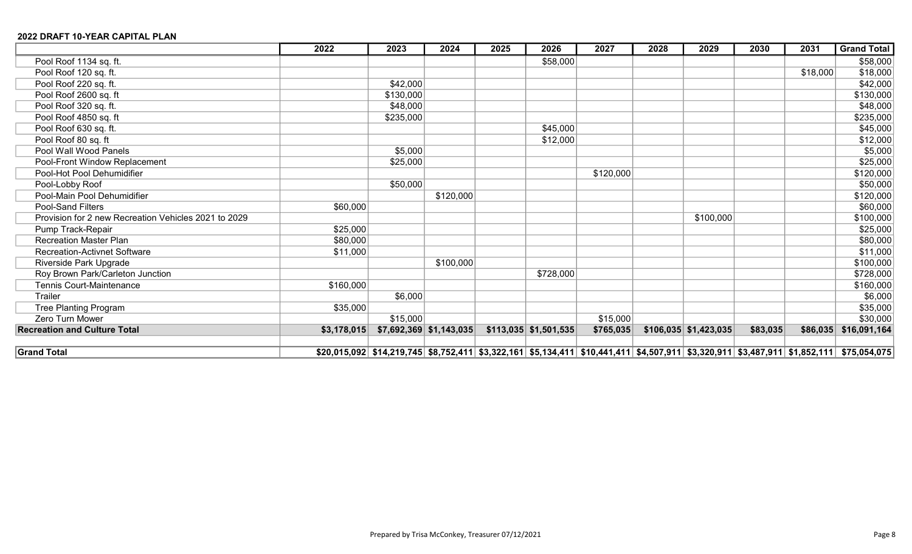**2022 DRAFT 10-YEAR CAPITAL PLAN**

| | 2022 | 2023 | 2024 | 2025 | 2026 | 2027 | 2028 | 2029 | 2030 | 2031 | Grand Total |
|---|---|---|---|---|---|---|---|---|---|---|---|
| Pool Roof 1134 sq. ft. | | | | | $58,000 | | | | | | $58,000 |
| Pool Roof 120 sq. ft. | | | | | | | | | | $18,000 | $18,000 |
| Pool Roof 220 sq. ft. | | $42,000 | | | | | | | | | $42,000 |
| Pool Roof 2600 sq. ft | | $130,000 | | | | | | | | | $130,000 |
| Pool Roof 320 sq. ft. | | $48,000 | | | | | | | | | $48,000 |
| Pool Roof 4850 sq. ft | | $235,000 | | | | | | | | | $235,000 |
| Pool Roof 630 sq. ft. | | | | | $45,000 | | | | | | $45,000 |
| Pool Roof 80 sq. ft | | | | | $12,000 | | | | | | $12,000 |
| Pool Wall Wood Panels | | $5,000 | | | | | | | | | $5,000 |
| Pool-Front Window Replacement | | $25,000 | | | | | | | | | $25,000 |
| Pool-Hot Pool Dehumidifier | | | | | | $120,000 | | | | | $120,000 |
| Pool-Lobby Roof | | $50,000 | | | | | | | | | $50,000 |
| Pool-Main Pool Dehumidifier | | | $120,000 | | | | | | | | $120,000 |
| Pool-Sand Filters | $60,000 | | | | | | | | | | $60,000 |
| Provision for 2 new Recreation Vehicles 2021 to 2029 | | | | | | | | $100,000 | | | $100,000 |
| Pump Track-Repair | $25,000 | | | | | | | | | | $25,000 |
| Recreation Master Plan | $80,000 | | | | | | | | | | $80,000 |
| Recreation-Activnet Software | $11,000 | | | | | | | | | | $11,000 |
| Riverside Park Upgrade | | | $100,000 | | | | | | | | $100,000 |
| Roy Brown Park/Carleton Junction | | | | | $728,000 | | | | | | $728,000 |
| Tennis Court-Maintenance | $160,000 | | | | | | | | | | $160,000 |
| Trailer | | $6,000 | | | | | | | | | $6,000 |
| Tree Planting Program | $35,000 | | | | | | | | | | $35,000 |
| Zero Turn Mower | | $15,000 | | | | $15,000 | | | | | $30,000 |
| **Recreation and Culture Total** | **$3,178,015** | **$7,692,369** | **$1,143,035** | **$113,035** | **$1,501,535** | **$765,035** | **$106,035** | **$1,423,035** | **$83,035** | **$86,035** | **$16,091,164** |
| | | | | | | | | | | | |
| **Grand Total** | **$20,015,092** | **$14,219,745** | **$8,752,411** | **$3,322,161** | **$5,134,411** | **$10,441,411** | **$4,507,911** | **$3,320,911** | **$3,487,911** | **$1,852,111** | **$75,054,075** |

Prepared by Trisa McConkey, Treasurer 07/12/2021